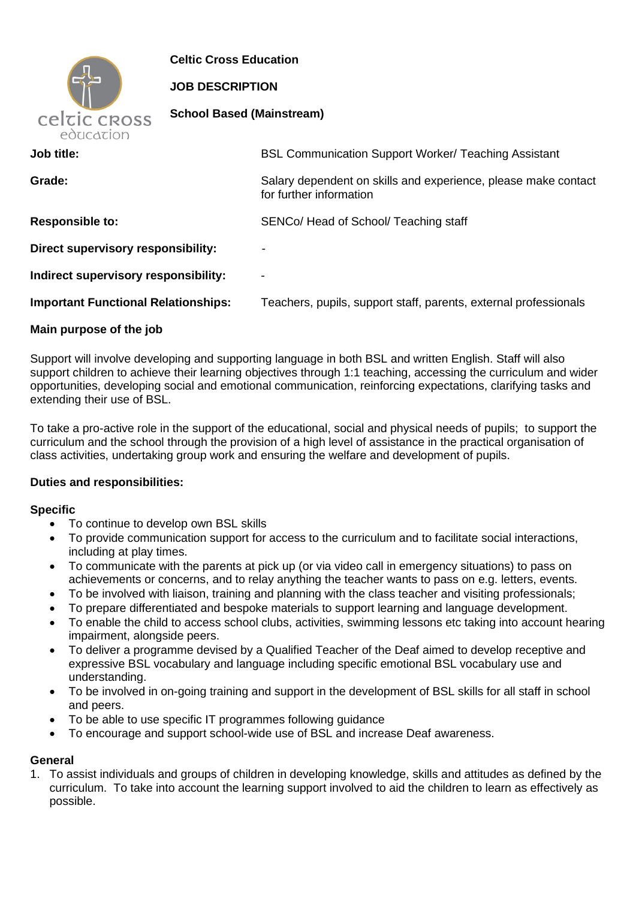**Celtic Cross Education**

**JOB DESCRIPTION**

**School Based (Mainstream)**

| | |
|---|---|
| **Job title:** | BSL Communication Support Worker/ Teaching Assistant |
| **Grade:** | Salary dependent on skills and experience, please make contact for further information |
| **Responsible to:** | SENCo/ Head of School/ Teaching staff |
| **Direct supervisory responsibility:** | - |
| **Indirect supervisory responsibility:** | - |
| **Important Functional Relationships:** | Teachers, pupils, support staff, parents, external professionals |

**Main purpose of the job**

Support will involve developing and supporting language in both BSL and written English. Staff will also support children to achieve their learning objectives through 1:1 teaching, accessing the curriculum and wider opportunities, developing social and emotional communication, reinforcing expectations, clarifying tasks and extending their use of BSL.

To take a pro-active role in the support of the educational, social and physical needs of pupils; to support the curriculum and the school through the provision of a high level of assistance in the practical organisation of class activities, undertaking group work and ensuring the welfare and development of pupils.

**Duties and responsibilities:**

**Specific**

- To continue to develop own BSL skills
- To provide communication support for access to the curriculum and to facilitate social interactions, including at play times.
- To communicate with the parents at pick up (or via video call in emergency situations) to pass on achievements or concerns, and to relay anything the teacher wants to pass on e.g. letters, events.
- To be involved with liaison, training and planning with the class teacher and visiting professionals;
- To prepare differentiated and bespoke materials to support learning and language development.
- To enable the child to access school clubs, activities, swimming lessons etc taking into account hearing impairment, alongside peers.
- To deliver a programme devised by a Qualified Teacher of the Deaf aimed to develop receptive and expressive BSL vocabulary and language including specific emotional BSL vocabulary use and understanding.
- To be involved in on-going training and support in the development of BSL skills for all staff in school and peers.
- To be able to use specific IT programmes following guidance
- To encourage and support school-wide use of BSL and increase Deaf awareness.

**General**

1. To assist individuals and groups of children in developing knowledge, skills and attitudes as defined by the curriculum. To take into account the learning support involved to aid the children to learn as effectively as possible.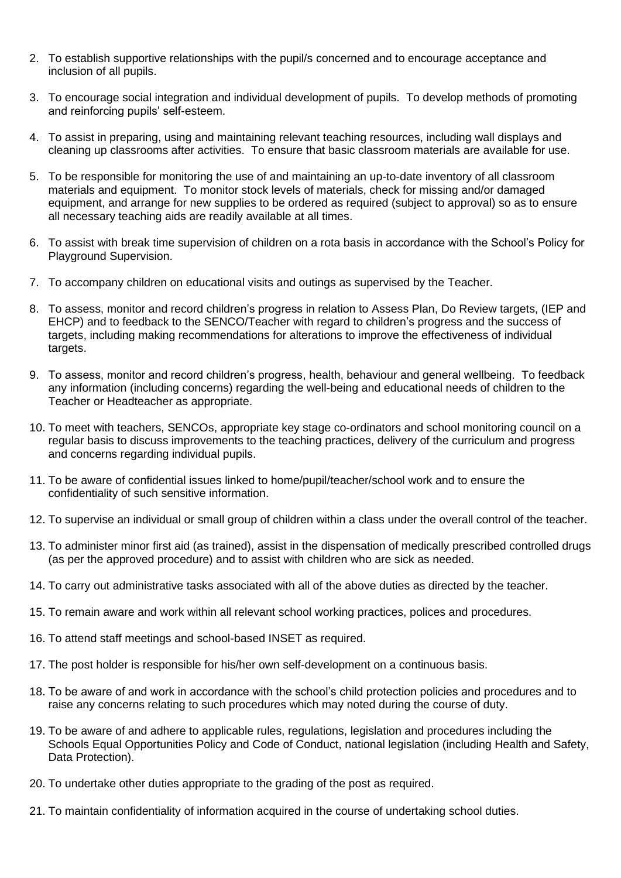2. To establish supportive relationships with the pupil/s concerned and to encourage acceptance and inclusion of all pupils.

3. To encourage social integration and individual development of pupils. To develop methods of promoting and reinforcing pupils' self-esteem.

4. To assist in preparing, using and maintaining relevant teaching resources, including wall displays and cleaning up classrooms after activities. To ensure that basic classroom materials are available for use.

5. To be responsible for monitoring the use of and maintaining an up-to-date inventory of all classroom materials and equipment. To monitor stock levels of materials, check for missing and/or damaged equipment, and arrange for new supplies to be ordered as required (subject to approval) so as to ensure all necessary teaching aids are readily available at all times.

6. To assist with break time supervision of children on a rota basis in accordance with the School's Policy for Playground Supervision.

7. To accompany children on educational visits and outings as supervised by the Teacher.

8. To assess, monitor and record children's progress in relation to Assess Plan, Do Review targets, (IEP and EHCP) and to feedback to the SENCO/Teacher with regard to children's progress and the success of targets, including making recommendations for alterations to improve the effectiveness of individual targets.

9. To assess, monitor and record children's progress, health, behaviour and general wellbeing. To feedback any information (including concerns) regarding the well-being and educational needs of children to the Teacher or Headteacher as appropriate.

10. To meet with teachers, SENCOs, appropriate key stage co-ordinators and school monitoring council on a regular basis to discuss improvements to the teaching practices, delivery of the curriculum and progress and concerns regarding individual pupils.

11. To be aware of confidential issues linked to home/pupil/teacher/school work and to ensure the confidentiality of such sensitive information.

12. To supervise an individual or small group of children within a class under the overall control of the teacher.

13. To administer minor first aid (as trained), assist in the dispensation of medically prescribed controlled drugs (as per the approved procedure) and to assist with children who are sick as needed.

14. To carry out administrative tasks associated with all of the above duties as directed by the teacher.

15. To remain aware and work within all relevant school working practices, polices and procedures.

16. To attend staff meetings and school-based INSET as required.

17. The post holder is responsible for his/her own self-development on a continuous basis.

18. To be aware of and work in accordance with the school's child protection policies and procedures and to raise any concerns relating to such procedures which may noted during the course of duty.

19. To be aware of and adhere to applicable rules, regulations, legislation and procedures including the Schools Equal Opportunities Policy and Code of Conduct, national legislation (including Health and Safety, Data Protection).

20. To undertake other duties appropriate to the grading of the post as required.

21. To maintain confidentiality of information acquired in the course of undertaking school duties.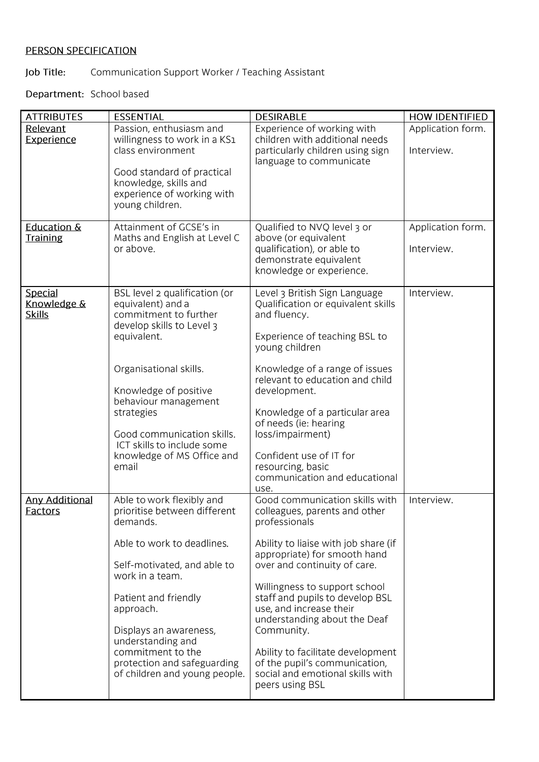PERSON SPECIFICATION

**Job Title:** Communication Support Worker / Teaching Assistant

**Department:** School based

| ATTRIBUTES | ESSENTIAL | DESIRABLE | HOW IDENTIFIED |
|---|---|---|---|
| Relevant Experience | Passion, enthusiasm and willingness to work in a KS1 class environment<br><br>Good standard of practical knowledge, skills and experience of working with young children. | Experience of working with children with additional needs particularly children using sign language to communicate | Application form.<br><br>Interview. |
| Education & Training | Attainment of GCSE's in Maths and English at Level C or above. | Qualified to NVQ level 3 or above (or equivalent qualification), or able to demonstrate equivalent knowledge or experience. | Application form.<br><br>Interview. |
| Special Knowledge & Skills | BSL level 2 qualification (or equivalent) and a commitment to further develop skills to Level 3 equivalent.<br><br>Organisational skills.<br><br>Knowledge of positive behaviour management strategies<br><br>Good communication skills. ICT skills to include some knowledge of MS Office and email | Level 3 British Sign Language Qualification or equivalent skills and fluency.<br><br>Experience of teaching BSL to young children<br><br>Knowledge of a range of issues relevant to education and child development.<br><br>Knowledge of a particular area of needs (ie: hearing loss/impairment)<br><br>Confident use of IT for resourcing, basic communication and educational use. | Interview. |
| Any Additional Factors | Able to work flexibly and prioritise between different demands.<br><br>Able to work to deadlines.<br><br>Self-motivated, and able to work in a team.<br><br>Patient and friendly approach.<br><br>Displays an awareness, understanding and commitment to the protection and safeguarding of children and young people. | Good communication skills with colleagues, parents and other professionals<br><br>Ability to liaise with job share (if appropriate) for smooth hand over and continuity of care.<br><br>Willingness to support school staff and pupils to develop BSL use, and increase their understanding about the Deaf Community.<br><br>Ability to facilitate development of the pupil's communication, social and emotional skills with peers using BSL | Interview. |